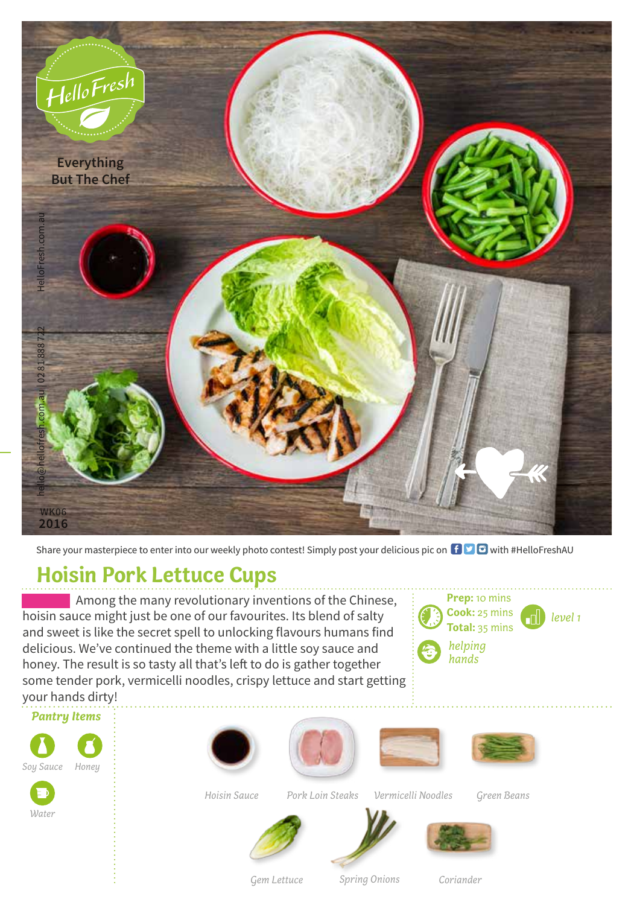HelloFresh

Everything But The Chef

HelloFresh.com.au

hello@hellofresh.com.au | 02 8188 8722

WK06 2016

Share your masterpiece to enter into our weekly photo contest! Simply post your delicious pic on with #HelloFreshAU

# Hoisin Pork Lettuce Cups

Among the many revolutionary inventions of the Chinese, hoisin sauce might just be one of our favourites. Its blend of salty and sweet is like the secret spell to unlocking flavours humans find delicious. We've continued the theme with a little soy sauce and honey. The result is so tasty all that's left to do is gather together some tender pork, vermicelli noodles, crispy lettuce and start getting your hands dirty!

**Prep:** 10 mins
**Cook:** 25 mins
**Total:** 35 mins

*level 1*

*helping hands*

## *Pantry Items*

- *Soy Sauce*
- *Honey*
- *Water*

## Ingredients

- *Hoisin Sauce*
- *Pork Loin Steaks*
- *Vermicelli Noodles*
- *Green Beans*
- *Gem Lettuce*
- *Spring Onions*
- *Coriander*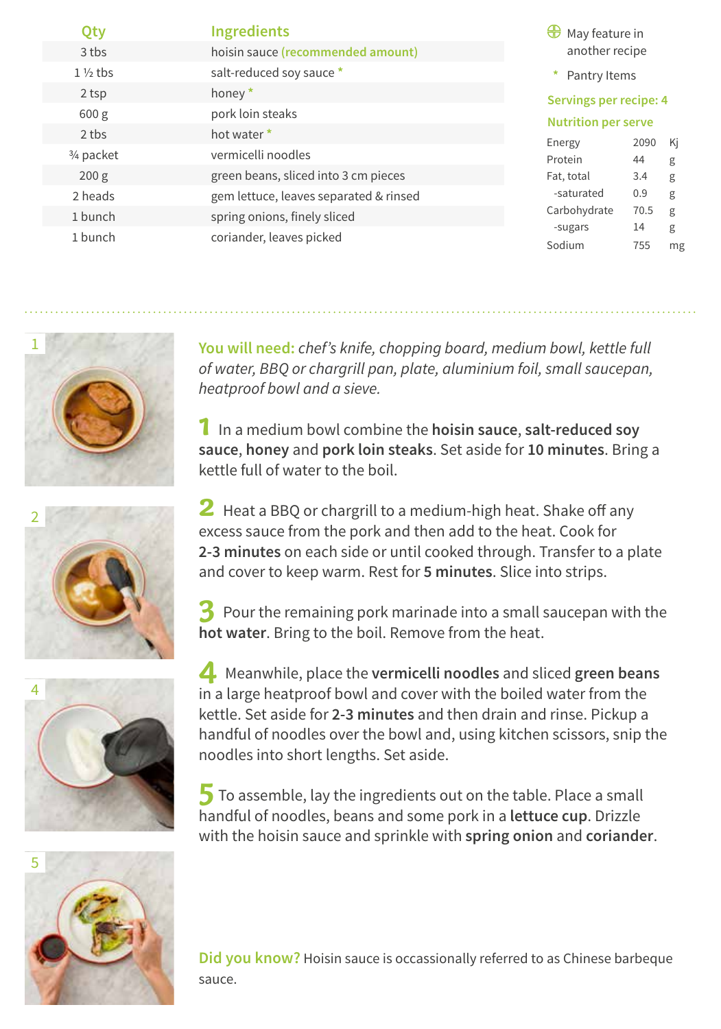| Qty | Ingredients |
|---|---|
| 3 tbs | hoisin sauce (recommended amount) |
| 1 ½ tbs | salt-reduced soy sauce * |
| 2 tsp | honey * |
| 600 g | pork loin steaks |
| 2 tbs | hot water * |
| ¾ packet | vermicelli noodles |
| 200 g | green beans, sliced into 3 cm pieces |
| 2 heads | gem lettuce, leaves separated & rinsed |
| 1 bunch | spring onions, finely sliced |
| 1 bunch | coriander, leaves picked |

May feature in another recipe

\* Pantry Items

**Servings per recipe: 4**

**Nutrition per serve**

| | | |
|---|---|---|
| Energy | 2090 | Kj |
| Protein | 44 | g |
| Fat, total | 3.4 | g |
| -saturated | 0.9 | g |
| Carbohydrate | 70.5 | g |
| -sugars | 14 | g |
| Sodium | 755 | mg |

**You will need:** *chef's knife, chopping board, medium bowl, kettle full of water, BBQ or chargrill pan, plate, aluminium foil, small saucepan, heatproof bowl and a sieve.*

**1** In a medium bowl combine the **hoisin sauce**, **salt-reduced soy sauce**, **honey** and **pork loin steaks**. Set aside for **10 minutes**. Bring a kettle full of water to the boil.

**2** Heat a BBQ or chargrill to a medium-high heat. Shake off any excess sauce from the pork and then add to the heat. Cook for **2-3 minutes** on each side or until cooked through. Transfer to a plate and cover to keep warm. Rest for **5 minutes**. Slice into strips.

**3** Pour the remaining pork marinade into a small saucepan with the **hot water**. Bring to the boil. Remove from the heat.

**4** Meanwhile, place the **vermicelli noodles** and sliced **green beans** in a large heatproof bowl and cover with the boiled water from the kettle. Set aside for **2-3 minutes** and then drain and rinse. Pickup a handful of noodles over the bowl and, using kitchen scissors, snip the noodles into short lengths. Set aside.

**5** To assemble, lay the ingredients out on the table. Place a small handful of noodles, beans and some pork in a **lettuce cup**. Drizzle with the hoisin sauce and sprinkle with **spring onion** and **coriander**.

**Did you know?** Hoisin sauce is occassionally referred to as Chinese barbeque sauce.